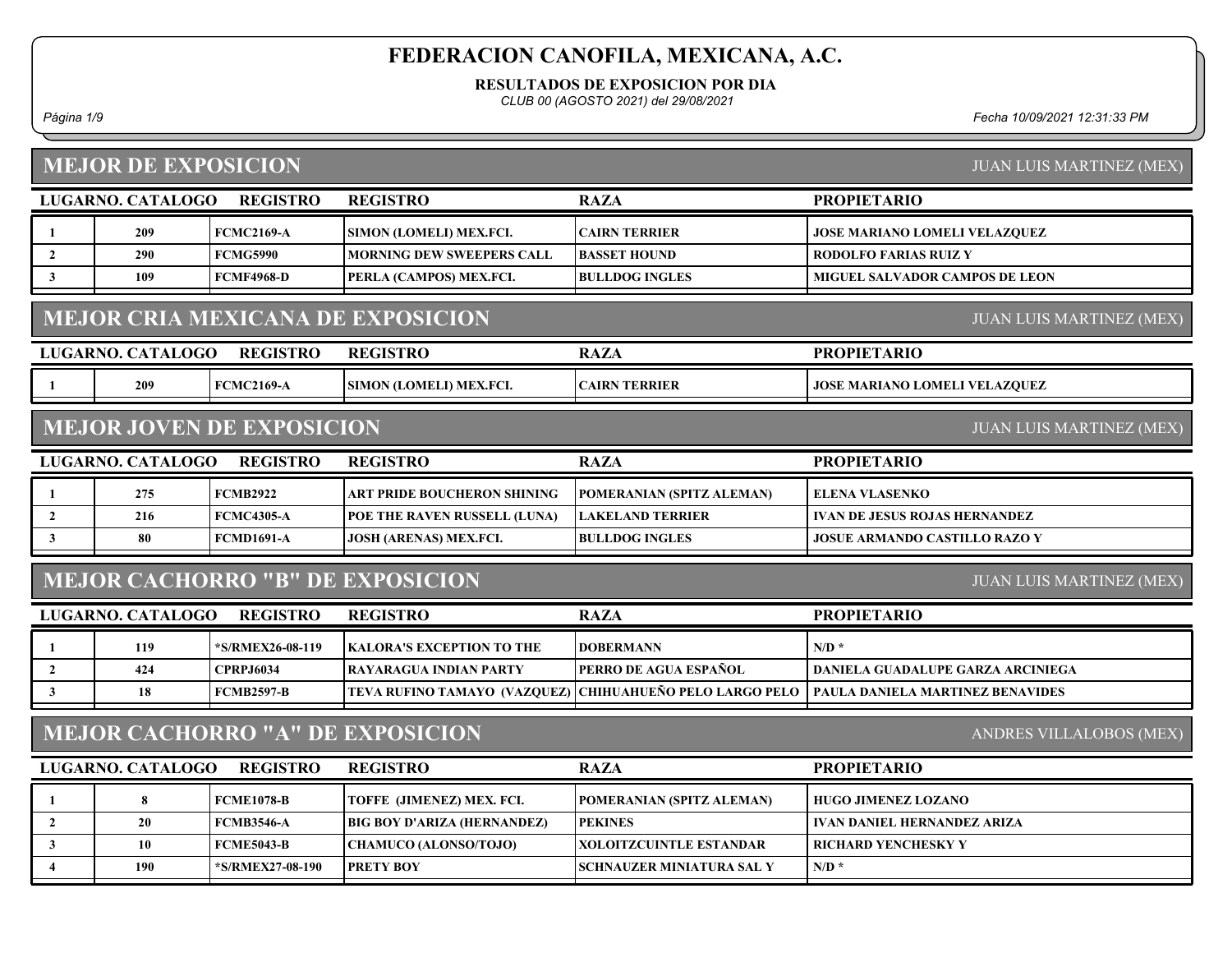# FEDERACION CANOFILA, MEXICANA, A.C.

**RESULTADOS DE EXPOSICION POR DIA**

*CLUB 00 (AGOSTO 2021) del 29/08/2021*

*Fecha 10/09/2021 12:31:33 PM*

## MEJOR DE EXPOSICION

JUAN LUIS MARTINEZ (MEX)

| LUGAR | NO. CATALOGO | REGISTRO | REGISTRO | RAZA | PROPIETARIO |
|---|---|---|---|---|---|
| 1 | 209 | FCMC2169-A | SIMON (LOMELI) MEX.FCI. | CAIRN TERRIER | JOSE MARIANO LOMELI VELAZQUEZ |
| 2 | 290 | FCMG5990 | MORNING DEW SWEEPERS CALL | BASSET HOUND | RODOLFO FARIAS RUIZ Y |
| 3 | 109 | FCMF4968-D | PERLA (CAMPOS) MEX.FCI. | BULLDOG INGLES | MIGUEL SALVADOR CAMPOS DE LEON |

## MEJOR CRIA MEXICANA DE EXPOSICION

JUAN LUIS MARTINEZ (MEX)

| LUGAR | NO. CATALOGO | REGISTRO | REGISTRO | RAZA | PROPIETARIO |
|---|---|---|---|---|---|
| 1 | 209 | FCMC2169-A | SIMON (LOMELI) MEX.FCI. | CAIRN TERRIER | JOSE MARIANO LOMELI VELAZQUEZ |

## MEJOR JOVEN DE EXPOSICION

JUAN LUIS MARTINEZ (MEX)

| LUGAR | NO. CATALOGO | REGISTRO | REGISTRO | RAZA | PROPIETARIO |
|---|---|---|---|---|---|
| 1 | 275 | FCMB2922 | ART PRIDE BOUCHERON SHINING | POMERANIAN (SPITZ ALEMAN) | ELENA VLASENKO |
| 2 | 216 | FCMC4305-A | POE THE RAVEN RUSSELL (LUNA) | LAKELAND TERRIER | IVAN DE JESUS ROJAS HERNANDEZ |
| 3 | 80 | FCMD1691-A | JOSH (ARENAS) MEX.FCI. | BULLDOG INGLES | JOSUE ARMANDO CASTILLO RAZO Y |

## MEJOR CACHORRO "B" DE EXPOSICION

JUAN LUIS MARTINEZ (MEX)

| LUGAR | NO. CATALOGO | REGISTRO | REGISTRO | RAZA | PROPIETARIO |
|---|---|---|---|---|---|
| 1 | 119 | *S/RMEX26-08-119 | KALORA'S EXCEPTION TO THE | DOBERMANN | N/D * |
| 2 | 424 | CPRPJ6034 | RAYARAGUA INDIAN PARTY | PERRO DE AGUA ESPAÑOL | DANIELA GUADALUPE GARZA ARCINIEGA |
| 3 | 18 | FCMB2597-B | TEVA RUFINO TAMAYO (VAZQUEZ) | CHIHUAHUEÑO PELO LARGO PELO | PAULA DANIELA MARTINEZ BENAVIDES |

## MEJOR CACHORRO "A" DE EXPOSICION

ANDRES VILLALOBOS (MEX)

| LUGAR | NO. CATALOGO | REGISTRO | REGISTRO | RAZA | PROPIETARIO |
|---|---|---|---|---|---|
| 1 | 8 | FCME1078-B | TOFFE (JIMENEZ) MEX. FCI. | POMERANIAN (SPITZ ALEMAN) | HUGO JIMENEZ LOZANO |
| 2 | 20 | FCMB3546-A | BIG BOY D'ARIZA (HERNANDEZ) | PEKINES | IVAN DANIEL HERNANDEZ ARIZA |
| 3 | 10 | FCME5043-B | CHAMUCO (ALONSO/TOJO) | XOLOITZCUINTLE ESTANDAR | RICHARD YENCHESKY Y |
| 4 | 190 | *S/RMEX27-08-190 | PRETY BOY | SCHNAUZER MINIATURA SAL Y | N/D * |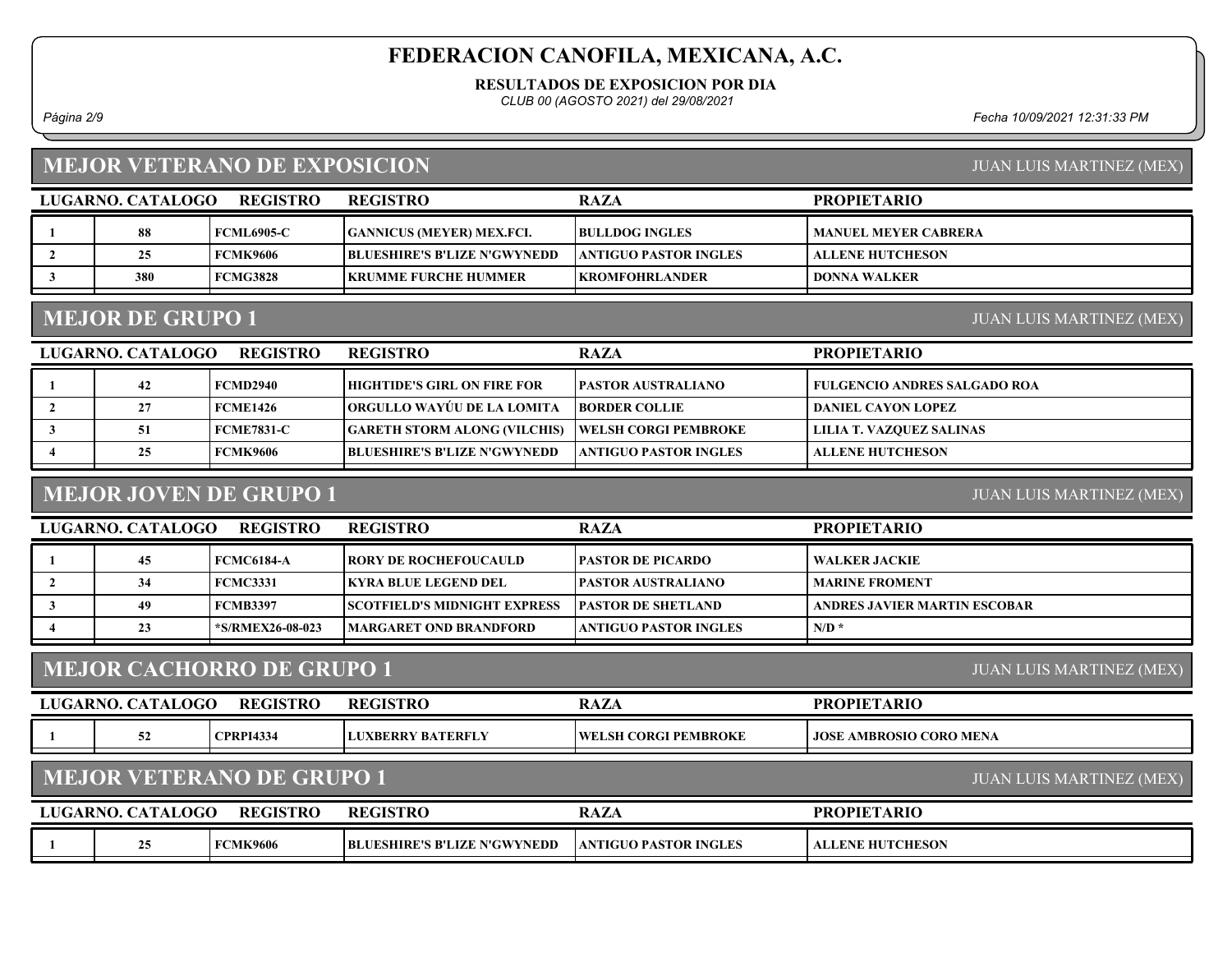# FEDERACION CANOFILA, MEXICANA, A.C.

**RESULTADOS DE EXPOSICION POR DIA**

*CLUB 00 (AGOSTO 2021) del 29/08/2021*

## MEJOR VETERANO DE EXPOSICION

JUAN LUIS MARTINEZ (MEX)

| LUGAR | NO. CATALOGO | REGISTRO | REGISTRO | RAZA | PROPIETARIO |
|---|---|---|---|---|---|
| 1 | 88 | FCML6905-C | GANNICUS (MEYER) MEX.FCI. | BULLDOG INGLES | MANUEL MEYER CABRERA |
| 2 | 25 | FCMK9606 | BLUESHIRE'S B'LIZE N'GWYNEDD | ANTIGUO PASTOR INGLES | ALLENE HUTCHESON |
| 3 | 380 | FCMG3828 | KRUMME FURCHE HUMMER | KROMFOHRLANDER | DONNA WALKER |

## MEJOR DE GRUPO 1

JUAN LUIS MARTINEZ (MEX)

| LUGAR | NO. CATALOGO | REGISTRO | REGISTRO | RAZA | PROPIETARIO |
|---|---|---|---|---|---|
| 1 | 42 | FCMD2940 | HIGHTIDE'S GIRL ON FIRE FOR | PASTOR AUSTRALIANO | FULGENCIO ANDRES SALGADO ROA |
| 2 | 27 | FCME1426 | ORGULLO WAYÚU DE LA LOMITA | BORDER COLLIE | DANIEL CAYON LOPEZ |
| 3 | 51 | FCME7831-C | GARETH STORM ALONG (VILCHIS) | WELSH CORGI PEMBROKE | LILIA T. VAZQUEZ SALINAS |
| 4 | 25 | FCMK9606 | BLUESHIRE'S B'LIZE N'GWYNEDD | ANTIGUO PASTOR INGLES | ALLENE HUTCHESON |

## MEJOR JOVEN DE GRUPO 1

JUAN LUIS MARTINEZ (MEX)

| LUGAR | NO. CATALOGO | REGISTRO | REGISTRO | RAZA | PROPIETARIO |
|---|---|---|---|---|---|
| 1 | 45 | FCMC6184-A | RORY DE ROCHEFOUCAULD | PASTOR DE PICARDO | WALKER JACKIE |
| 2 | 34 | FCMC3331 | KYRA BLUE LEGEND DEL | PASTOR AUSTRALIANO | MARINE FROMENT |
| 3 | 49 | FCMB3397 | SCOTFIELD'S MIDNIGHT EXPRESS | PASTOR DE SHETLAND | ANDRES JAVIER MARTIN ESCOBAR |
| 4 | 23 | *S/RMEX26-08-023 | MARGARET OND BRANDFORD | ANTIGUO PASTOR INGLES | N/D * |

## MEJOR CACHORRO DE GRUPO 1

JUAN LUIS MARTINEZ (MEX)

| LUGAR | NO. CATALOGO | REGISTRO | REGISTRO | RAZA | PROPIETARIO |
|---|---|---|---|---|---|
| 1 | 52 | CPRPI4334 | LUXBERRY BATERFLY | WELSH CORGI PEMBROKE | JOSE AMBROSIO CORO MENA |

## MEJOR VETERANO DE GRUPO 1

JUAN LUIS MARTINEZ (MEX)

| LUGAR | NO. CATALOGO | REGISTRO | REGISTRO | RAZA | PROPIETARIO |
|---|---|---|---|---|---|
| 1 | 25 | FCMK9606 | BLUESHIRE'S B'LIZE N'GWYNEDD | ANTIGUO PASTOR INGLES | ALLENE HUTCHESON |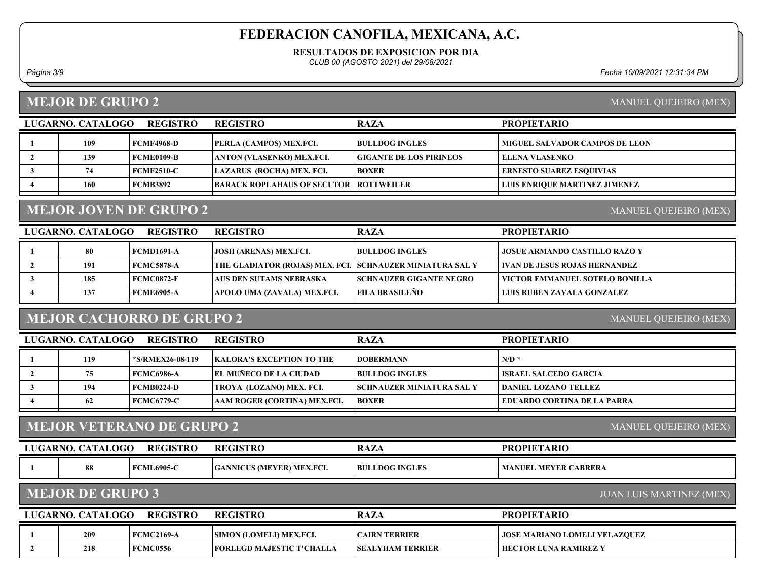# FEDERACION CANOFILA, MEXICANA, A.C.

**RESULTADOS DE EXPOSICION POR DIA**

*CLUB 00 (AGOSTO 2021) del 29/08/2021*

## MEJOR DE GRUPO 2

MANUEL QUEJEIRO (MEX)

| LUGAR | NO. CATALOGO | REGISTRO | REGISTRO | RAZA | PROPIETARIO |
|---|---|---|---|---|---|
| 1 | 109 | FCMF4968-D | PERLA (CAMPOS) MEX.FCI. | BULLDOG INGLES | MIGUEL SALVADOR CAMPOS DE LEON |
| 2 | 139 | FCME0109-B | ANTON (VLASENKO) MEX.FCI. | GIGANTE DE LOS PIRINEOS | ELENA VLASENKO |
| 3 | 74 | FCMF2510-C | LAZARUS (ROCHA) MEX. FCI. | BOXER | ERNESTO SUAREZ ESQUIVIAS |
| 4 | 160 | FCMB3892 | BARACK ROPLAHAUS OF SECUTOR | ROTTWEILER | LUIS ENRIQUE MARTINEZ JIMENEZ |

## MEJOR JOVEN DE GRUPO 2

MANUEL QUEJEIRO (MEX)

| LUGAR | NO. CATALOGO | REGISTRO | REGISTRO | RAZA | PROPIETARIO |
|---|---|---|---|---|---|
| 1 | 80 | FCMD1691-A | JOSH (ARENAS) MEX.FCI. | BULLDOG INGLES | JOSUE ARMANDO CASTILLO RAZO Y |
| 2 | 191 | FCMC5878-A | THE GLADIATOR (ROJAS) MEX. FCI. | SCHNAUZER MINIATURA SAL Y | IVAN DE JESUS ROJAS HERNANDEZ |
| 3 | 185 | FCMC0872-F | AUS DEN SUTAMS NEBRASKA | SCHNAUZER GIGANTE NEGRO | VICTOR EMMANUEL SOTELO BONILLA |
| 4 | 137 | FCME6905-A | APOLO UMA (ZAVALA) MEX.FCI. | FILA BRASILEÑO | LUIS RUBEN ZAVALA GONZALEZ |

## MEJOR CACHORRO DE GRUPO 2

MANUEL QUEJEIRO (MEX)

| LUGAR | NO. CATALOGO | REGISTRO | REGISTRO | RAZA | PROPIETARIO |
|---|---|---|---|---|---|
| 1 | 119 | *S/RMEX26-08-119 | KALORA'S EXCEPTION TO THE | DOBERMANN | N/D * |
| 2 | 75 | FCMC6986-A | EL MUÑECO DE LA CIUDAD | BULLDOG INGLES | ISRAEL SALCEDO GARCIA |
| 3 | 194 | FCMB0224-D | TROYA (LOZANO) MEX. FCI. | SCHNAUZER MINIATURA SAL Y | DANIEL LOZANO TELLEZ |
| 4 | 62 | FCMC6779-C | AAM ROGER (CORTINA) MEX.FCI. | BOXER | EDUARDO CORTINA DE LA PARRA |

## MEJOR VETERANO DE GRUPO 2

MANUEL QUEJEIRO (MEX)

| LUGAR | NO. CATALOGO | REGISTRO | REGISTRO | RAZA | PROPIETARIO |
|---|---|---|---|---|---|
| 1 | 88 | FCML6905-C | GANNICUS (MEYER) MEX.FCI. | BULLDOG INGLES | MANUEL MEYER CABRERA |

## MEJOR DE GRUPO 3

JUAN LUIS MARTINEZ (MEX)

| LUGAR | NO. CATALOGO | REGISTRO | REGISTRO | RAZA | PROPIETARIO |
|---|---|---|---|---|---|
| 1 | 209 | FCMC2169-A | SIMON (LOMELI) MEX.FCI. | CAIRN TERRIER | JOSE MARIANO LOMELI VELAZQUEZ |
| 2 | 218 | FCMC0556 | FORLEGD MAJESTIC T'CHALLA | SEALYHAM TERRIER | HECTOR LUNA RAMIREZ Y |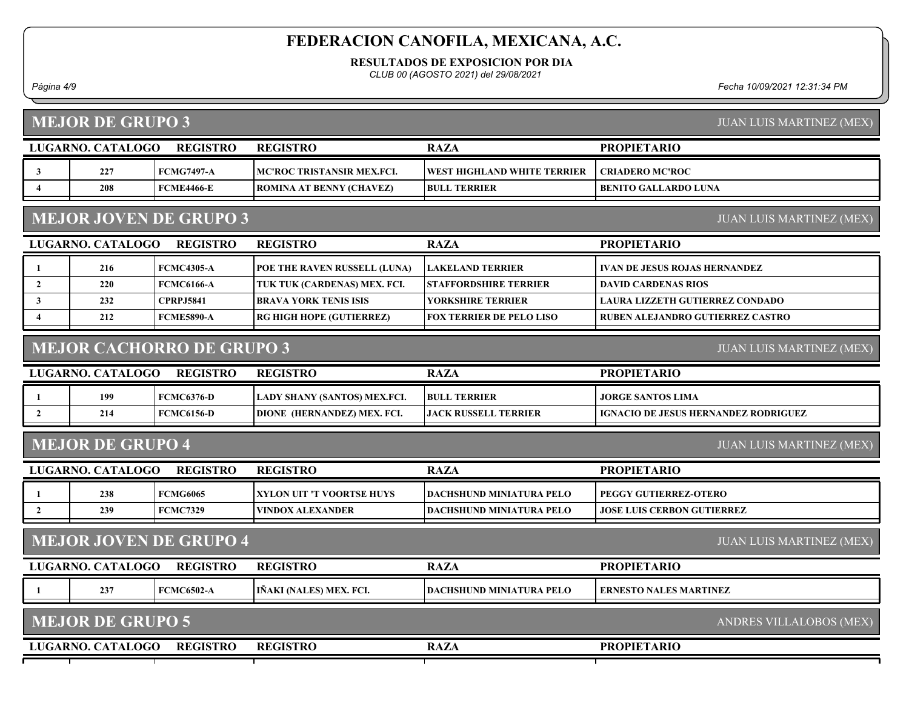# FEDERACION CANOFILA, MEXICANA, A.C.

**RESULTADOS DE EXPOSICION POR DIA**

*CLUB 00 (AGOSTO 2021) del 29/08/2021*

*Fecha 10/09/2021 12:31:34 PM*

## MEJOR DE GRUPO 3

JUAN LUIS MARTINEZ (MEX)

| LUGAR | NO. CATALOGO | REGISTRO | REGISTRO | RAZA | PROPIETARIO |
|---|---|---|---|---|---|
| 3 | 227 | FCMG7497-A | MC'ROC TRISTANSIR MEX.FCI. | WEST HIGHLAND WHITE TERRIER | CRIADERO MC'ROC |
| 4 | 208 | FCME4466-E | ROMINA AT BENNY (CHAVEZ) | BULL TERRIER | BENITO GALLARDO LUNA |

## MEJOR JOVEN DE GRUPO 3

JUAN LUIS MARTINEZ (MEX)

| LUGAR | NO. CATALOGO | REGISTRO | REGISTRO | RAZA | PROPIETARIO |
|---|---|---|---|---|---|
| 1 | 216 | FCMC4305-A | POE THE RAVEN RUSSELL (LUNA) | LAKELAND TERRIER | IVAN DE JESUS ROJAS HERNANDEZ |
| 2 | 220 | FCMC6166-A | TUK TUK (CARDENAS) MEX. FCI. | STAFFORDSHIRE TERRIER | DAVID CARDENAS RIOS |
| 3 | 232 | CPRPJ5841 | BRAVA YORK TENIS ISIS | YORKSHIRE TERRIER | LAURA LIZZETH GUTIERREZ CONDADO |
| 4 | 212 | FCME5890-A | RG HIGH HOPE (GUTIERREZ) | FOX TERRIER DE PELO LISO | RUBEN ALEJANDRO GUTIERREZ CASTRO |

## MEJOR CACHORRO DE GRUPO 3

JUAN LUIS MARTINEZ (MEX)

| LUGAR | NO. CATALOGO | REGISTRO | REGISTRO | RAZA | PROPIETARIO |
|---|---|---|---|---|---|
| 1 | 199 | FCMC6376-D | LADY SHANY (SANTOS) MEX.FCI. | BULL TERRIER | JORGE SANTOS LIMA |
| 2 | 214 | FCMC6156-D | DIONE (HERNANDEZ) MEX. FCI. | JACK RUSSELL TERRIER | IGNACIO DE JESUS HERNANDEZ RODRIGUEZ |

## MEJOR DE GRUPO 4

JUAN LUIS MARTINEZ (MEX)

| LUGAR | NO. CATALOGO | REGISTRO | REGISTRO | RAZA | PROPIETARIO |
|---|---|---|---|---|---|
| 1 | 238 | FCMG6065 | XYLON UIT 'T VOORTSE HUYS | DACHSHUND MINIATURA PELO | PEGGY GUTIERREZ-OTERO |
| 2 | 239 | FCMC7329 | VINDOX ALEXANDER | DACHSHUND MINIATURA PELO | JOSE LUIS CERBON GUTIERREZ |

## MEJOR JOVEN DE GRUPO 4

JUAN LUIS MARTINEZ (MEX)

| LUGAR | NO. CATALOGO | REGISTRO | REGISTRO | RAZA | PROPIETARIO |
|---|---|---|---|---|---|
| 1 | 237 | FCMC6502-A | IÑAKI (NALES) MEX. FCI. | DACHSHUND MINIATURA PELO | ERNESTO NALES MARTINEZ |

## MEJOR DE GRUPO 5

ANDRES VILLALOBOS (MEX)

| LUGAR | NO. CATALOGO | REGISTRO | REGISTRO | RAZA | PROPIETARIO |
|---|---|---|---|---|---|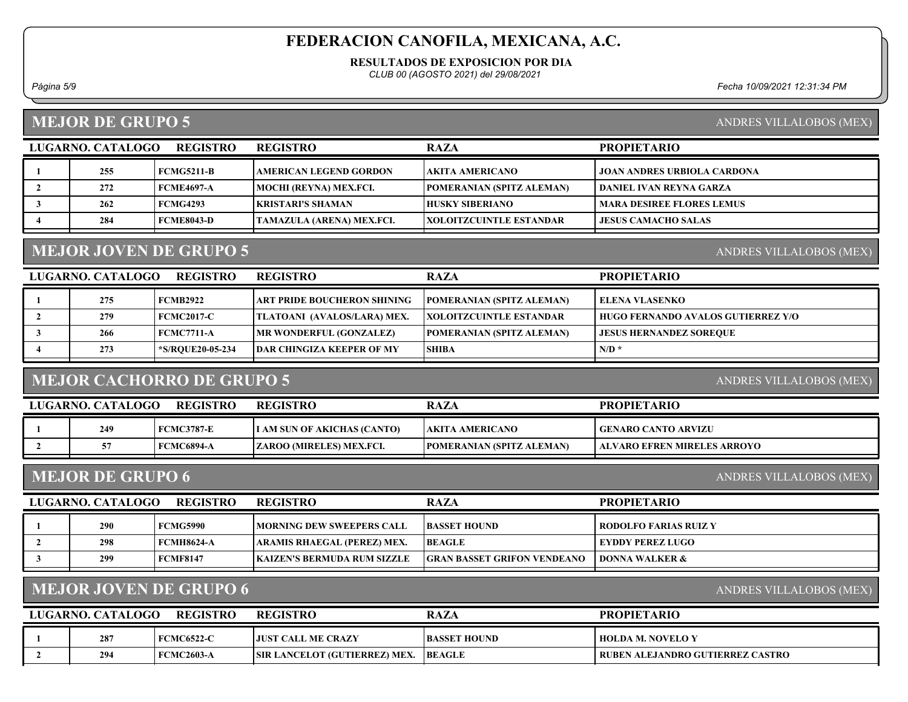# FEDERACION CANOFILA, MEXICANA, A.C.

**RESULTADOS DE EXPOSICION POR DIA**

*CLUB 00 (AGOSTO 2021) del 29/08/2021*

## MEJOR DE GRUPO 5

ANDRES VILLALOBOS (MEX)

| LUGAR | NO. CATALOGO | REGISTRO | REGISTRO | RAZA | PROPIETARIO |
|---|---|---|---|---|---|
| 1 | 255 | FCMG5211-B | AMERICAN LEGEND GORDON | AKITA AMERICANO | JOAN ANDRES URBIOLA CARDONA |
| 2 | 272 | FCME4697-A | MOCHI (REYNA) MEX.FCI. | POMERANIAN (SPITZ ALEMAN) | DANIEL IVAN REYNA GARZA |
| 3 | 262 | FCMG4293 | KRISTARI'S SHAMAN | HUSKY SIBERIANO | MARA DESIREE FLORES LEMUS |
| 4 | 284 | FCME8043-D | TAMAZULA (ARENA) MEX.FCI. | XOLOITZCUINTLE ESTANDAR | JESUS CAMACHO SALAS |

## MEJOR JOVEN DE GRUPO 5

ANDRES VILLALOBOS (MEX)

| LUGAR | NO. CATALOGO | REGISTRO | REGISTRO | RAZA | PROPIETARIO |
|---|---|---|---|---|---|
| 1 | 275 | FCMB2922 | ART PRIDE BOUCHERON SHINING | POMERANIAN (SPITZ ALEMAN) | ELENA VLASENKO |
| 2 | 279 | FCMC2017-C | TLATOANI (AVALOS/LARA) MEX. | XOLOITZCUINTLE ESTANDAR | HUGO FERNANDO AVALOS GUTIERREZ Y/O |
| 3 | 266 | FCMC7711-A | MR WONDERFUL (GONZALEZ) | POMERANIAN (SPITZ ALEMAN) | JESUS HERNANDEZ SOREQUE |
| 4 | 273 | *S/RQUE20-05-234 | DAR CHINGIZA KEEPER OF MY | SHIBA | N/D * |

## MEJOR CACHORRO DE GRUPO 5

ANDRES VILLALOBOS (MEX)

| LUGAR | NO. CATALOGO | REGISTRO | REGISTRO | RAZA | PROPIETARIO |
|---|---|---|---|---|---|
| 1 | 249 | FCMC3787-E | I AM SUN OF AKICHAS (CANTO) | AKITA AMERICANO | GENARO CANTO ARVIZU |
| 2 | 57 | FCMC6894-A | ZAROO (MIRELES) MEX.FCI. | POMERANIAN (SPITZ ALEMAN) | ALVARO EFREN MIRELES ARROYO |

## MEJOR DE GRUPO 6

ANDRES VILLALOBOS (MEX)

| LUGAR | NO. CATALOGO | REGISTRO | REGISTRO | RAZA | PROPIETARIO |
|---|---|---|---|---|---|
| 1 | 290 | FCMG5990 | MORNING DEW SWEEPERS CALL | BASSET HOUND | RODOLFO FARIAS RUIZ Y |
| 2 | 298 | FCMH8624-A | ARAMIS RHAEGAL (PEREZ) MEX. | BEAGLE | EYDDY PEREZ LUGO |
| 3 | 299 | FCMF8147 | KAIZEN'S BERMUDA RUM SIZZLE | GRAN BASSET GRIFON VENDEANO | DONNA WALKER & |

## MEJOR JOVEN DE GRUPO 6

ANDRES VILLALOBOS (MEX)

| LUGAR | NO. CATALOGO | REGISTRO | REGISTRO | RAZA | PROPIETARIO |
|---|---|---|---|---|---|
| 1 | 287 | FCMC6522-C | JUST CALL ME CRAZY | BASSET HOUND | HOLDA M. NOVELO Y |
| 2 | 294 | FCMC2603-A | SIR LANCELOT (GUTIERREZ) MEX. | BEAGLE | RUBEN ALEJANDRO GUTIERREZ CASTRO |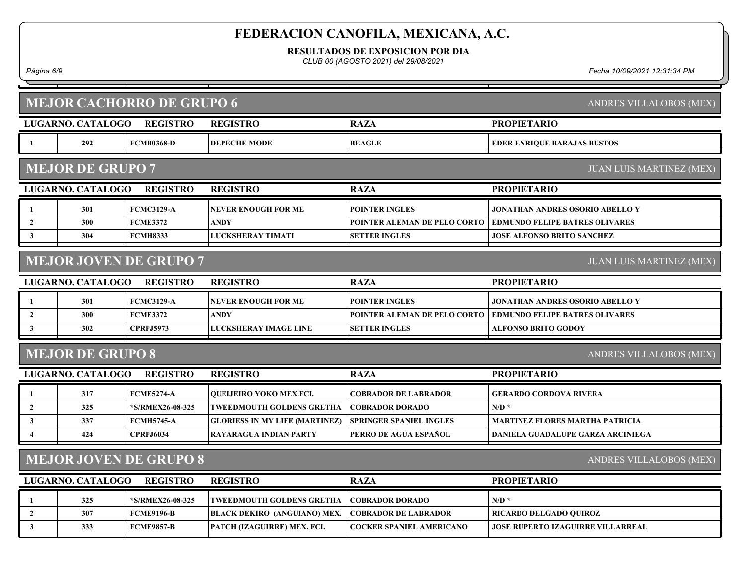# FEDERACION CANOFILA, MEXICANA, A.C.

**RESULTADOS DE EXPOSICION POR DIA**

*CLUB 00 (AGOSTO 2021) del 29/08/2021*

## MEJOR CACHORRO DE GRUPO 6

ANDRES VILLALOBOS (MEX)

| LUGAR | NO. CATALOGO | REGISTRO | REGISTRO | RAZA | PROPIETARIO |
|---|---|---|---|---|---|
| 1 | 292 | FCMB0368-D | DEPECHE MODE | BEAGLE | EDER ENRIQUE BARAJAS BUSTOS |

## MEJOR DE GRUPO 7

JUAN LUIS MARTINEZ (MEX)

| LUGAR | NO. CATALOGO | REGISTRO | REGISTRO | RAZA | PROPIETARIO |
|---|---|---|---|---|---|
| 1 | 301 | FCMC3129-A | NEVER ENOUGH FOR ME | POINTER INGLES | JONATHAN ANDRES OSORIO ABELLO Y |
| 2 | 300 | FCME3372 | ANDY | POINTER ALEMAN DE PELO CORTO | EDMUNDO FELIPE BATRES OLIVARES |
| 3 | 304 | FCMH8333 | LUCKSHERAY TIMATI | SETTER INGLES | JOSE ALFONSO BRITO SANCHEZ |

## MEJOR JOVEN DE GRUPO 7

JUAN LUIS MARTINEZ (MEX)

| LUGAR | NO. CATALOGO | REGISTRO | REGISTRO | RAZA | PROPIETARIO |
|---|---|---|---|---|---|
| 1 | 301 | FCMC3129-A | NEVER ENOUGH FOR ME | POINTER INGLES | JONATHAN ANDRES OSORIO ABELLO Y |
| 2 | 300 | FCME3372 | ANDY | POINTER ALEMAN DE PELO CORTO | EDMUNDO FELIPE BATRES OLIVARES |
| 3 | 302 | CPRPJ5973 | LUCKSHERAY IMAGE LINE | SETTER INGLES | ALFONSO BRITO GODOY |

## MEJOR DE GRUPO 8

ANDRES VILLALOBOS (MEX)

| LUGAR | NO. CATALOGO | REGISTRO | REGISTRO | RAZA | PROPIETARIO |
|---|---|---|---|---|---|
| 1 | 317 | FCME5274-A | QUEIJEIRO YOKO MEX.FCI. | COBRADOR DE LABRADOR | GERARDO CORDOVA RIVERA |
| 2 | 325 | *S/RMEX26-08-325 | TWEEDMOUTH GOLDENS GRETHA | COBRADOR DORADO | N/D * |
| 3 | 337 | FCMH5745-A | GLORIESS IN MY LIFE (MARTINEZ) | SPRINGER SPANIEL INGLES | MARTINEZ FLORES MARTHA PATRICIA |
| 4 | 424 | CPRPJ6034 | RAYARAGUA INDIAN PARTY | PERRO DE AGUA ESPAÑOL | DANIELA GUADALUPE GARZA ARCINIEGA |

## MEJOR JOVEN DE GRUPO 8

ANDRES VILLALOBOS (MEX)

| LUGAR | NO. CATALOGO | REGISTRO | REGISTRO | RAZA | PROPIETARIO |
|---|---|---|---|---|---|
| 1 | 325 | *S/RMEX26-08-325 | TWEEDMOUTH GOLDENS GRETHA | COBRADOR DORADO | N/D * |
| 2 | 307 | FCME9196-B | BLACK DEKIRO (ANGUIANO) MEX. | COBRADOR DE LABRADOR | RICARDO DELGADO QUIROZ |
| 3 | 333 | FCME9857-B | PATCH (IZAGUIRRE) MEX. FCI. | COCKER SPANIEL AMERICANO | JOSE RUPERTO IZAGUIRRE VILLARREAL |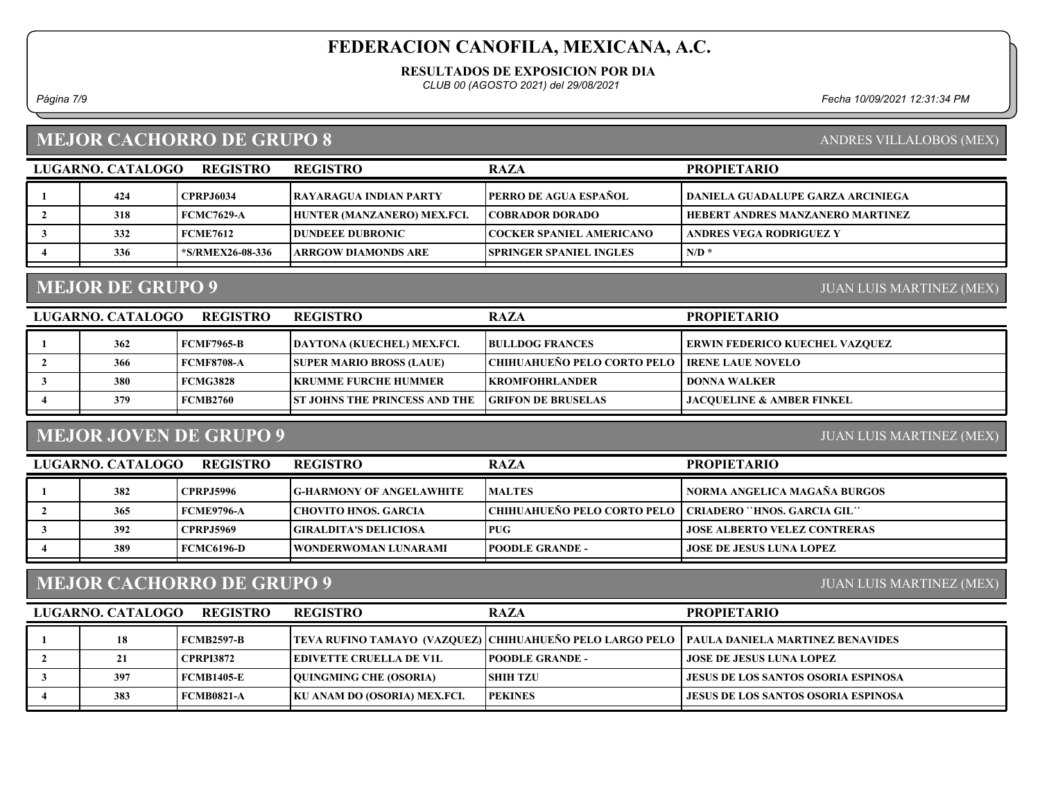# FEDERACION CANOFILA, MEXICANA, A.C.

**RESULTADOS DE EXPOSICION POR DIA**

*CLUB 00 (AGOSTO 2021) del 29/08/2021*

## MEJOR CACHORRO DE GRUPO 8

ANDRES VILLALOBOS (MEX)

| LUGAR | NO. CATALOGO | REGISTRO | REGISTRO | RAZA | PROPIETARIO |
|---|---|---|---|---|---|
| 1 | 424 | CPRPJ6034 | RAYARAGUA INDIAN PARTY | PERRO DE AGUA ESPAÑOL | DANIELA GUADALUPE GARZA ARCINIEGA |
| 2 | 318 | FCMC7629-A | HUNTER (MANZANERO) MEX.FCI. | COBRADOR DORADO | HEBERT ANDRES MANZANERO MARTINEZ |
| 3 | 332 | FCME7612 | DUNDEEE DUBRONIC | COCKER SPANIEL AMERICANO | ANDRES VEGA RODRIGUEZ Y |
| 4 | 336 | *S/RMEX26-08-336 | ARRGOW DIAMONDS ARE | SPRINGER SPANIEL INGLES | N/D * |

## MEJOR DE GRUPO 9

JUAN LUIS MARTINEZ (MEX)

| LUGAR | NO. CATALOGO | REGISTRO | REGISTRO | RAZA | PROPIETARIO |
|---|---|---|---|---|---|
| 1 | 362 | FCMF7965-B | DAYTONA (KUECHEL) MEX.FCI. | BULLDOG FRANCES | ERWIN FEDERICO KUECHEL VAZQUEZ |
| 2 | 366 | FCMF8708-A | SUPER MARIO BROSS (LAUE) | CHIHUAHUEÑO PELO CORTO PELO | IRENE LAUE NOVELO |
| 3 | 380 | FCMG3828 | KRUMME FURCHE HUMMER | KROMFOHRLANDER | DONNA WALKER |
| 4 | 379 | FCMB2760 | ST JOHNS THE PRINCESS AND THE | GRIFON DE BRUSELAS | JACQUELINE & AMBER FINKEL |

## MEJOR JOVEN DE GRUPO 9

JUAN LUIS MARTINEZ (MEX)

| LUGAR | NO. CATALOGO | REGISTRO | REGISTRO | RAZA | PROPIETARIO |
|---|---|---|---|---|---|
| 1 | 382 | CPRPJ5996 | G-HARMONY OF ANGELAWHITE | MALTES | NORMA ANGELICA MAGAÑA BURGOS |
| 2 | 365 | FCME9796-A | CHOVITO HNOS. GARCIA | CHIHUAHUEÑO PELO CORTO PELO | CRIADERO ``HNOS. GARCIA GIL´´ |
| 3 | 392 | CPRPJ5969 | GIRALDITA'S DELICIOSA | PUG | JOSE ALBERTO VELEZ CONTRERAS |
| 4 | 389 | FCMC6196-D | WONDERWOMAN LUNARAMI | POODLE GRANDE - | JOSE DE JESUS LUNA LOPEZ |

## MEJOR CACHORRO DE GRUPO 9

JUAN LUIS MARTINEZ (MEX)

| LUGAR | NO. CATALOGO | REGISTRO | REGISTRO | RAZA | PROPIETARIO |
|---|---|---|---|---|---|
| 1 | 18 | FCMB2597-B | TEVA RUFINO TAMAYO (VAZQUEZ) | CHIHUAHUEÑO PELO LARGO PELO | PAULA DANIELA MARTINEZ BENAVIDES |
| 2 | 21 | CPRPI3872 | EDIVETTE CRUELLA DE V1L | POODLE GRANDE - | JOSE DE JESUS LUNA LOPEZ |
| 3 | 397 | FCMB1405-E | QUINGMING CHE (OSORIA) | SHIH TZU | JESUS DE LOS SANTOS OSORIA ESPINOSA |
| 4 | 383 | FCMB0821-A | KU ANAM DO (OSORIA) MEX.FCI. | PEKINES | JESUS DE LOS SANTOS OSORIA ESPINOSA |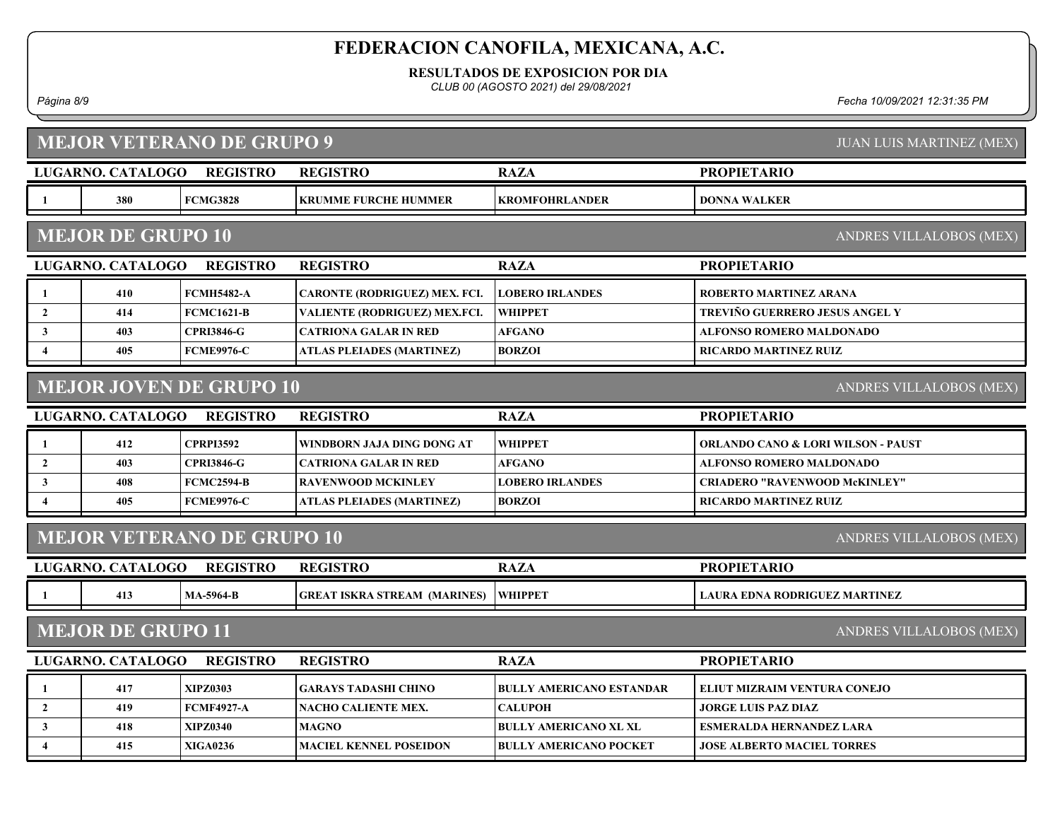# FEDERACION CANOFILA, MEXICANA, A.C.

**RESULTADOS DE EXPOSICION POR DIA**

*CLUB 00 (AGOSTO 2021) del 29/08/2021*

## MEJOR VETERANO DE GRUPO 9

JUAN LUIS MARTINEZ (MEX)

| LUGAR | NO. CATALOGO | REGISTRO | REGISTRO | RAZA | PROPIETARIO |
|---|---|---|---|---|---|
| 1 | 380 | FCMG3828 | KRUMME FURCHE HUMMER | KROMFOHRLANDER | DONNA WALKER |

## MEJOR DE GRUPO 10

ANDRES VILLALOBOS (MEX)

| LUGAR | NO. CATALOGO | REGISTRO | REGISTRO | RAZA | PROPIETARIO |
|---|---|---|---|---|---|
| 1 | 410 | FCMH5482-A | CARONTE (RODRIGUEZ) MEX. FCI. | LOBERO IRLANDES | ROBERTO MARTINEZ ARANA |
| 2 | 414 | FCMC1621-B | VALIENTE (RODRIGUEZ) MEX.FCI. | WHIPPET | TREVIÑO GUERRERO JESUS ANGEL Y |
| 3 | 403 | CPRI3846-G | CATRIONA GALAR IN RED | AFGANO | ALFONSO ROMERO MALDONADO |
| 4 | 405 | FCME9976-C | ATLAS PLEIADES (MARTINEZ) | BORZOI | RICARDO MARTINEZ RUIZ |

## MEJOR JOVEN DE GRUPO 10

ANDRES VILLALOBOS (MEX)

| LUGAR | NO. CATALOGO | REGISTRO | REGISTRO | RAZA | PROPIETARIO |
|---|---|---|---|---|---|
| 1 | 412 | CPRPI3592 | WINDBORN JAJA DING DONG AT | WHIPPET | ORLANDO CANO & LORI WILSON - PAUST |
| 2 | 403 | CPRI3846-G | CATRIONA GALAR IN RED | AFGANO | ALFONSO ROMERO MALDONADO |
| 3 | 408 | FCMC2594-B | RAVENWOOD MCKINLEY | LOBERO IRLANDES | CRIADERO "RAVENWOOD McKINLEY" |
| 4 | 405 | FCME9976-C | ATLAS PLEIADES (MARTINEZ) | BORZOI | RICARDO MARTINEZ RUIZ |

## MEJOR VETERANO DE GRUPO 10

ANDRES VILLALOBOS (MEX)

| LUGAR | NO. CATALOGO | REGISTRO | REGISTRO | RAZA | PROPIETARIO |
|---|---|---|---|---|---|
| 1 | 413 | MA-5964-B | GREAT ISKRA STREAM (MARINES) | WHIPPET | LAURA EDNA RODRIGUEZ MARTINEZ |

## MEJOR DE GRUPO 11

ANDRES VILLALOBOS (MEX)

| LUGAR | NO. CATALOGO | REGISTRO | REGISTRO | RAZA | PROPIETARIO |
|---|---|---|---|---|---|
| 1 | 417 | XIPZ0303 | GARAYS TADASHI CHINO | BULLY AMERICANO ESTANDAR | ELIUT MIZRAIM VENTURA CONEJO |
| 2 | 419 | FCMF4927-A | NACHO CALIENTE MEX. | CALUPOH | JORGE LUIS PAZ DIAZ |
| 3 | 418 | XIPZ0340 | MAGNO | BULLY AMERICANO XL XL | ESMERALDA HERNANDEZ LARA |
| 4 | 415 | XIGA0236 | MACIEL KENNEL POSEIDON | BULLY AMERICANO POCKET | JOSE ALBERTO MACIEL TORRES |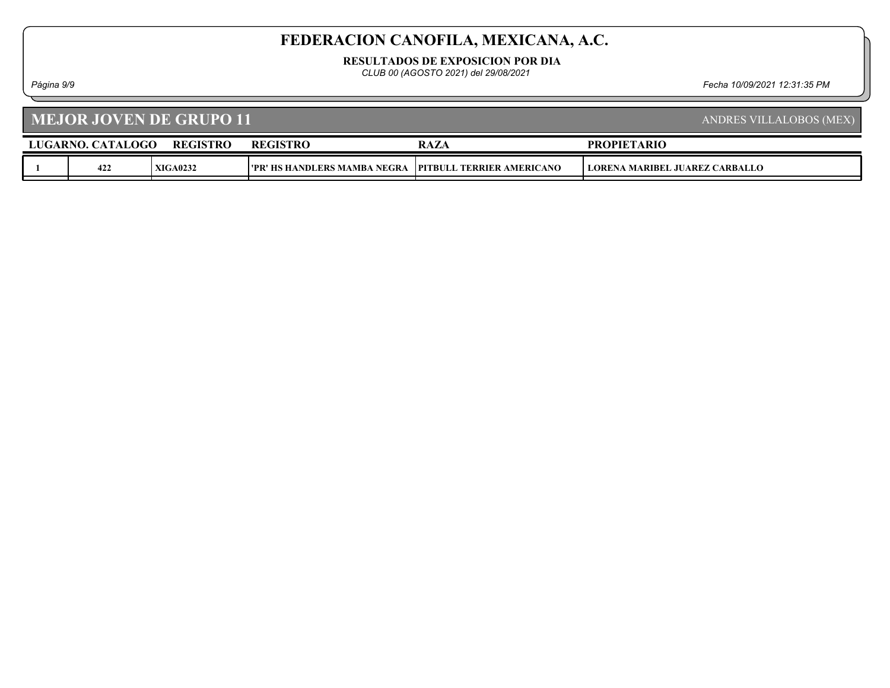# FEDERACION CANOFILA, MEXICANA, A.C.

**RESULTADOS DE EXPOSICION POR DIA**

*CLUB 00 (AGOSTO 2021) del 29/08/2021*

*Fecha 10/09/2021 12:31:35 PM*

## MEJOR JOVEN DE GRUPO 11

ANDRES VILLALOBOS (MEX)

| LUGAR | NO. CATALOGO | REGISTRO | REGISTRO | RAZA | PROPIETARIO |
|---|---|---|---|---|---|
| 1 | 422 | XIGA0232 | 'PR' HS HANDLERS MAMBA NEGRA | PITBULL TERRIER AMERICANO | LORENA MARIBEL JUAREZ CARBALLO |